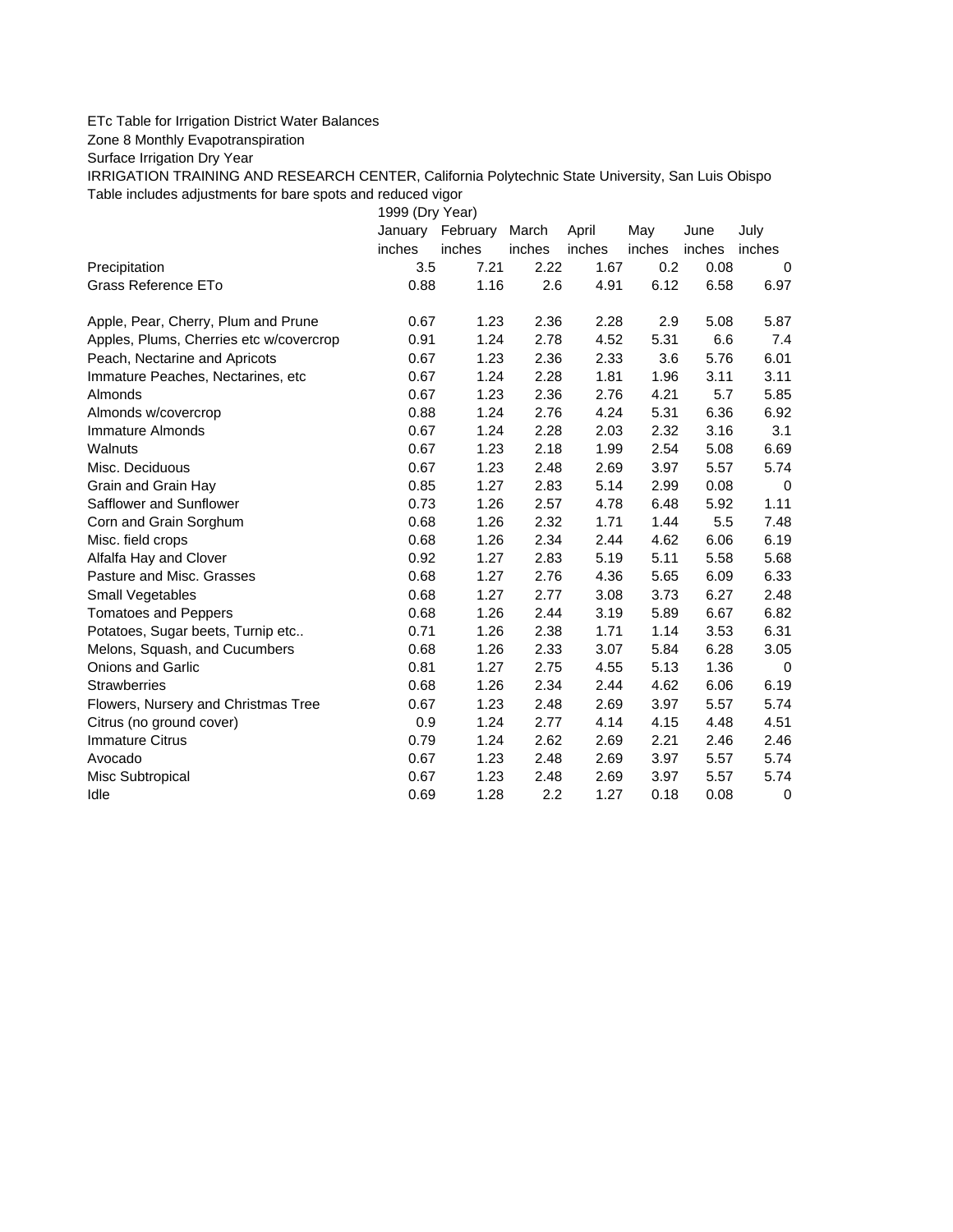ETc Table for Irrigation District Water Balances

Zone 8 Monthly Evapotranspiration

Surface Irrigation Dry Year

IRRIGATION TRAINING AND RESEARCH CENTER, California Polytechnic State University, San Luis Obispo

Table includes adjustments for bare spots and reduced vigor

| | 1999 (Dry Year) | | | | | | |
|---|---|---|---|---|---|---|---|
| | January | February | March | April | May | June | July |
| | inches | inches | inches | inches | inches | inches | inches |
| Precipitation | 3.5 | 7.21 | 2.22 | 1.67 | 0.2 | 0.08 | 0 |
| Grass Reference ETo | 0.88 | 1.16 | 2.6 | 4.91 | 6.12 | 6.58 | 6.97 |
| | | | | | | | |
| Apple, Pear, Cherry, Plum and Prune | 0.67 | 1.23 | 2.36 | 2.28 | 2.9 | 5.08 | 5.87 |
| Apples, Plums, Cherries etc w/covercrop | 0.91 | 1.24 | 2.78 | 4.52 | 5.31 | 6.6 | 7.4 |
| Peach, Nectarine and Apricots | 0.67 | 1.23 | 2.36 | 2.33 | 3.6 | 5.76 | 6.01 |
| Immature Peaches, Nectarines, etc | 0.67 | 1.24 | 2.28 | 1.81 | 1.96 | 3.11 | 3.11 |
| Almonds | 0.67 | 1.23 | 2.36 | 2.76 | 4.21 | 5.7 | 5.85 |
| Almonds w/covercrop | 0.88 | 1.24 | 2.76 | 4.24 | 5.31 | 6.36 | 6.92 |
| Immature Almonds | 0.67 | 1.24 | 2.28 | 2.03 | 2.32 | 3.16 | 3.1 |
| Walnuts | 0.67 | 1.23 | 2.18 | 1.99 | 2.54 | 5.08 | 6.69 |
| Misc. Deciduous | 0.67 | 1.23 | 2.48 | 2.69 | 3.97 | 5.57 | 5.74 |
| Grain and Grain Hay | 0.85 | 1.27 | 2.83 | 5.14 | 2.99 | 0.08 | 0 |
| Safflower and Sunflower | 0.73 | 1.26 | 2.57 | 4.78 | 6.48 | 5.92 | 1.11 |
| Corn and Grain Sorghum | 0.68 | 1.26 | 2.32 | 1.71 | 1.44 | 5.5 | 7.48 |
| Misc. field crops | 0.68 | 1.26 | 2.34 | 2.44 | 4.62 | 6.06 | 6.19 |
| Alfalfa Hay and Clover | 0.92 | 1.27 | 2.83 | 5.19 | 5.11 | 5.58 | 5.68 |
| Pasture and Misc. Grasses | 0.68 | 1.27 | 2.76 | 4.36 | 5.65 | 6.09 | 6.33 |
| Small Vegetables | 0.68 | 1.27 | 2.77 | 3.08 | 3.73 | 6.27 | 2.48 |
| Tomatoes and Peppers | 0.68 | 1.26 | 2.44 | 3.19 | 5.89 | 6.67 | 6.82 |
| Potatoes, Sugar beets, Turnip etc.. | 0.71 | 1.26 | 2.38 | 1.71 | 1.14 | 3.53 | 6.31 |
| Melons, Squash, and Cucumbers | 0.68 | 1.26 | 2.33 | 3.07 | 5.84 | 6.28 | 3.05 |
| Onions and Garlic | 0.81 | 1.27 | 2.75 | 4.55 | 5.13 | 1.36 | 0 |
| Strawberries | 0.68 | 1.26 | 2.34 | 2.44 | 4.62 | 6.06 | 6.19 |
| Flowers, Nursery and Christmas Tree | 0.67 | 1.23 | 2.48 | 2.69 | 3.97 | 5.57 | 5.74 |
| Citrus (no ground cover) | 0.9 | 1.24 | 2.77 | 4.14 | 4.15 | 4.48 | 4.51 |
| Immature Citrus | 0.79 | 1.24 | 2.62 | 2.69 | 2.21 | 2.46 | 2.46 |
| Avocado | 0.67 | 1.23 | 2.48 | 2.69 | 3.97 | 5.57 | 5.74 |
| Misc Subtropical | 0.67 | 1.23 | 2.48 | 2.69 | 3.97 | 5.57 | 5.74 |
| Idle | 0.69 | 1.28 | 2.2 | 1.27 | 0.18 | 0.08 | 0 |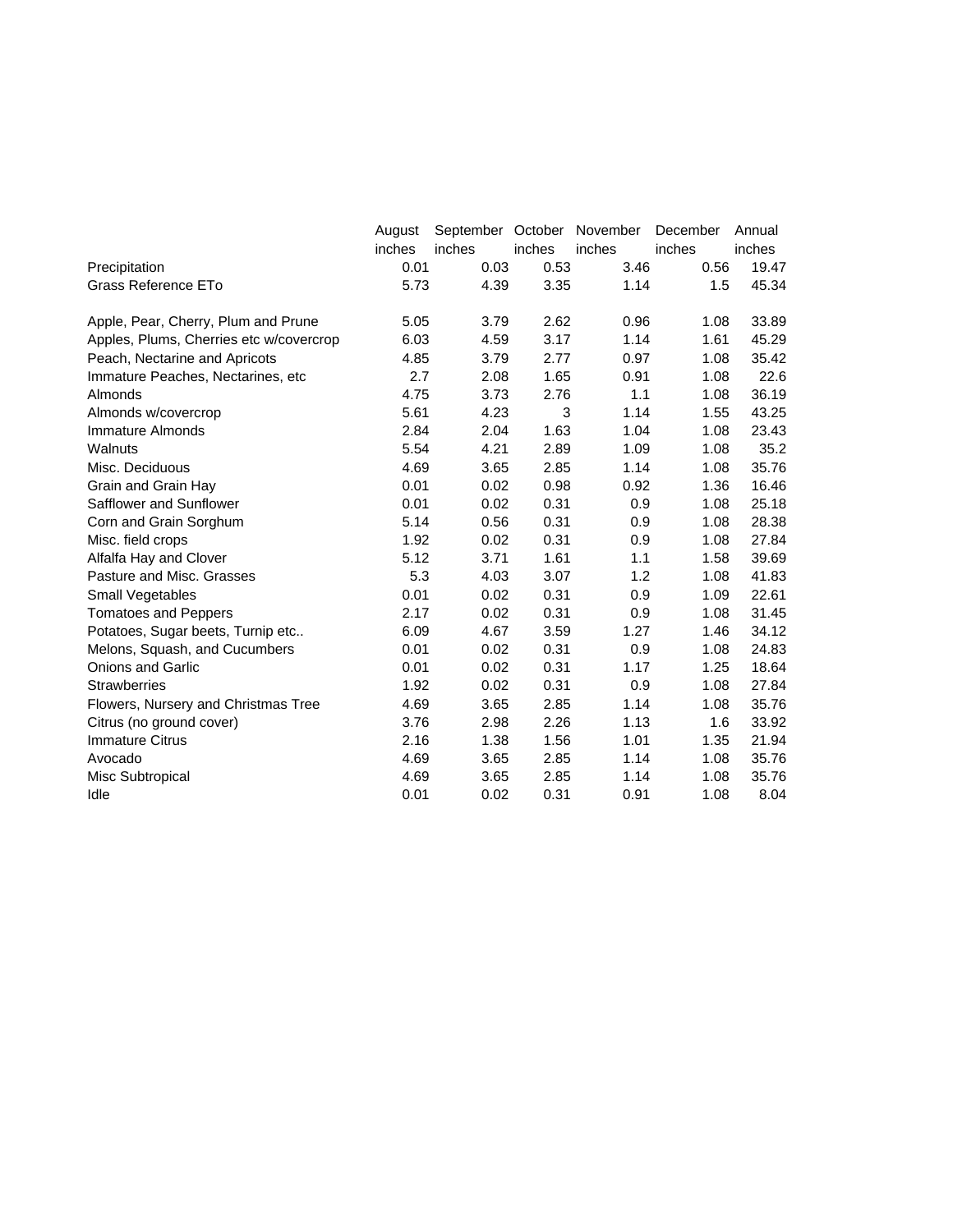| | August inches | September inches | October inches | November inches | December inches | Annual inches |
|---|---|---|---|---|---|---|
| Precipitation | 0.01 | 0.03 | 0.53 | 3.46 | 0.56 | 19.47 |
| Grass Reference ETo | 5.73 | 4.39 | 3.35 | 1.14 | 1.5 | 45.34 |
| | | | | | | |
| Apple, Pear, Cherry, Plum and Prune | 5.05 | 3.79 | 2.62 | 0.96 | 1.08 | 33.89 |
| Apples, Plums, Cherries etc w/covercrop | 6.03 | 4.59 | 3.17 | 1.14 | 1.61 | 45.29 |
| Peach, Nectarine and Apricots | 4.85 | 3.79 | 2.77 | 0.97 | 1.08 | 35.42 |
| Immature Peaches, Nectarines, etc | 2.7 | 2.08 | 1.65 | 0.91 | 1.08 | 22.6 |
| Almonds | 4.75 | 3.73 | 2.76 | 1.1 | 1.08 | 36.19 |
| Almonds w/covercrop | 5.61 | 4.23 | 3 | 1.14 | 1.55 | 43.25 |
| Immature Almonds | 2.84 | 2.04 | 1.63 | 1.04 | 1.08 | 23.43 |
| Walnuts | 5.54 | 4.21 | 2.89 | 1.09 | 1.08 | 35.2 |
| Misc. Deciduous | 4.69 | 3.65 | 2.85 | 1.14 | 1.08 | 35.76 |
| Grain and Grain Hay | 0.01 | 0.02 | 0.98 | 0.92 | 1.36 | 16.46 |
| Safflower and Sunflower | 0.01 | 0.02 | 0.31 | 0.9 | 1.08 | 25.18 |
| Corn and Grain Sorghum | 5.14 | 0.56 | 0.31 | 0.9 | 1.08 | 28.38 |
| Misc. field crops | 1.92 | 0.02 | 0.31 | 0.9 | 1.08 | 27.84 |
| Alfalfa Hay and Clover | 5.12 | 3.71 | 1.61 | 1.1 | 1.58 | 39.69 |
| Pasture and Misc. Grasses | 5.3 | 4.03 | 3.07 | 1.2 | 1.08 | 41.83 |
| Small Vegetables | 0.01 | 0.02 | 0.31 | 0.9 | 1.09 | 22.61 |
| Tomatoes and Peppers | 2.17 | 0.02 | 0.31 | 0.9 | 1.08 | 31.45 |
| Potatoes, Sugar beets, Turnip etc.. | 6.09 | 4.67 | 3.59 | 1.27 | 1.46 | 34.12 |
| Melons, Squash, and Cucumbers | 0.01 | 0.02 | 0.31 | 0.9 | 1.08 | 24.83 |
| Onions and Garlic | 0.01 | 0.02 | 0.31 | 1.17 | 1.25 | 18.64 |
| Strawberries | 1.92 | 0.02 | 0.31 | 0.9 | 1.08 | 27.84 |
| Flowers, Nursery and Christmas Tree | 4.69 | 3.65 | 2.85 | 1.14 | 1.08 | 35.76 |
| Citrus (no ground cover) | 3.76 | 2.98 | 2.26 | 1.13 | 1.6 | 33.92 |
| Immature Citrus | 2.16 | 1.38 | 1.56 | 1.01 | 1.35 | 21.94 |
| Avocado | 4.69 | 3.65 | 2.85 | 1.14 | 1.08 | 35.76 |
| Misc Subtropical | 4.69 | 3.65 | 2.85 | 1.14 | 1.08 | 35.76 |
| Idle | 0.01 | 0.02 | 0.31 | 0.91 | 1.08 | 8.04 |